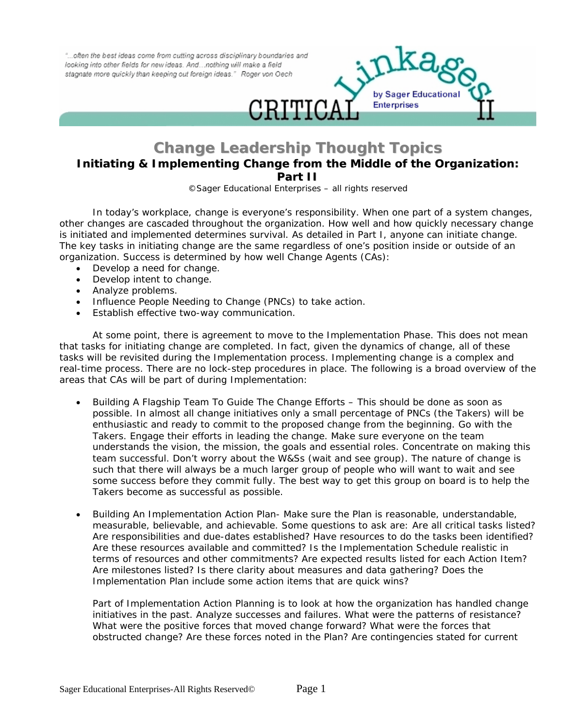"...often the best ideas come from cutting across disciplinary boundaries and looking into other fields for new ideas. And…nothing will make a field stagnate more quickly than keeping out foreign ideas." Roger von Oech

CRITICAL Linkages II by Sager Educational Enterprises

# Change Leadership Thought Topics

## Initiating & Implementing Change from the Middle of the Organization: Part II

©Sager Educational Enterprises – all rights reserved

In today's workplace, change is everyone's responsibility. When one part of a system changes, other changes are cascaded throughout the organization. How well and how quickly necessary change is initiated and implemented determines survival. As detailed in Part I, anyone can initiate change. The key tasks in initiating change are the same regardless of one's position inside or outside of an organization. Success is determined by how well Change Agents (CAs):

- Develop a need for change.
- Develop intent to change.
- Analyze problems.
- Influence People Needing to Change (PNCs) to take action.
- Establish effective two-way communication.

At some point, there is agreement to move to the Implementation Phase. This does not mean that tasks for initiating change are completed. In fact, given the dynamics of change, all of these tasks will be revisited during the Implementation process. Implementing change is a complex and real-time process. There are no lock-step procedures in place. The following is a broad overview of the areas that CAs will be part of during Implementation:

- Building A Flagship Team To Guide The Change Efforts – This should be done as soon as possible. In almost all change initiatives only a small percentage of PNCs (the Takers) will be enthusiastic and ready to commit to the proposed change from the beginning. Go with the Takers. Engage their efforts in leading the change. Make sure everyone on the team understands the vision, the mission, the goals and essential roles. Concentrate on making this team successful. Don't worry about the W&Ss (wait and see group). The nature of change is such that there will always be a much larger group of people who will want to wait and see some success before they commit fully. The best way to get this group on board is to help the Takers become as successful as possible.

- Building An Implementation Action Plan- Make sure the Plan is reasonable, understandable, measurable, believable, and achievable. Some questions to ask are: Are all critical tasks listed? Are responsibilities and due-dates established? Have resources to do the tasks been identified? Are these resources available and committed? Is the Implementation Schedule realistic in terms of resources and other commitments? Are expected results listed for each Action Item? Are milestones listed? Is there clarity about measures and data gathering? Does the Implementation Plan include some action items that are quick wins?

  Part of Implementation Action Planning is to look at how the organization has handled change initiatives in the past. Analyze successes and failures. What were the patterns of resistance? What were the positive forces that moved change forward? What were the forces that obstructed change? Are these forces noted in the Plan? Are contingencies stated for current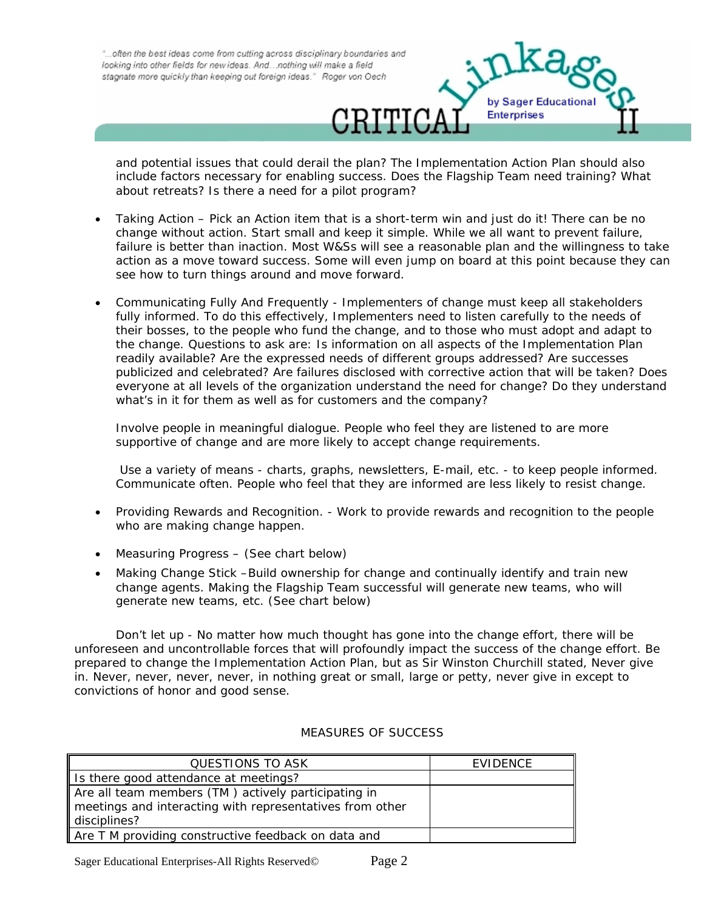and potential issues that could derail the plan? The Implementation Action Plan should also include factors necessary for enabling success. Does the Flagship Team need training? What about retreats? Is there a need for a pilot program?

- Taking Action – Pick an Action item that is a short-term win and just do it! There can be no change without action. Start small and keep it simple. While we all want to prevent failure, failure is better than inaction. Most W&Ss will see a reasonable plan and the willingness to take action as a move toward success. Some will even jump on board at this point because they can see how to turn things around and move forward.

- Communicating Fully And Frequently - Implementers of change must keep all stakeholders fully informed. To do this effectively, Implementers need to listen carefully to the needs of their bosses, to the people who fund the change, and to those who must adopt and adapt to the change. Questions to ask are: Is information on all aspects of the Implementation Plan readily available? Are the expressed needs of different groups addressed? Are successes publicized and celebrated? Are failures disclosed with corrective action that will be taken? Does everyone at all levels of the organization understand the need for change? Do they understand what's in it for them as well as for customers and the company?

  Involve people in meaningful dialogue. People who feel they are listened to are more supportive of change and are more likely to accept change requirements.

  Use a variety of means - charts, graphs, newsletters, E-mail, etc. - to keep people informed. Communicate often. People who feel that they are informed are less likely to resist change.

- Providing Rewards and Recognition. - Work to provide rewards and recognition to the people who are making change happen.

- Measuring Progress – (See chart below)

- Making Change Stick –Build ownership for change and continually identify and train new change agents. Making the Flagship Team successful will generate new teams, who will generate new teams, etc. (See chart below)

Don't let up - No matter how much thought has gone into the change effort, there will be unforeseen and uncontrollable forces that will profoundly impact the success of the change effort. Be prepared to change the Implementation Action Plan, but as Sir Winston Churchill stated, Never give in. Never, never, never, never, in nothing great or small, large or petty, never give in except to convictions of honor and good sense.

MEASURES OF SUCCESS

| QUESTIONS TO ASK | EVIDENCE |
|---|---|
| Is there good attendance at meetings? | |
| Are all team members (TM ) actively participating in meetings and interacting with representatives from other disciplines? | |
| Are T M providing constructive feedback on data and | |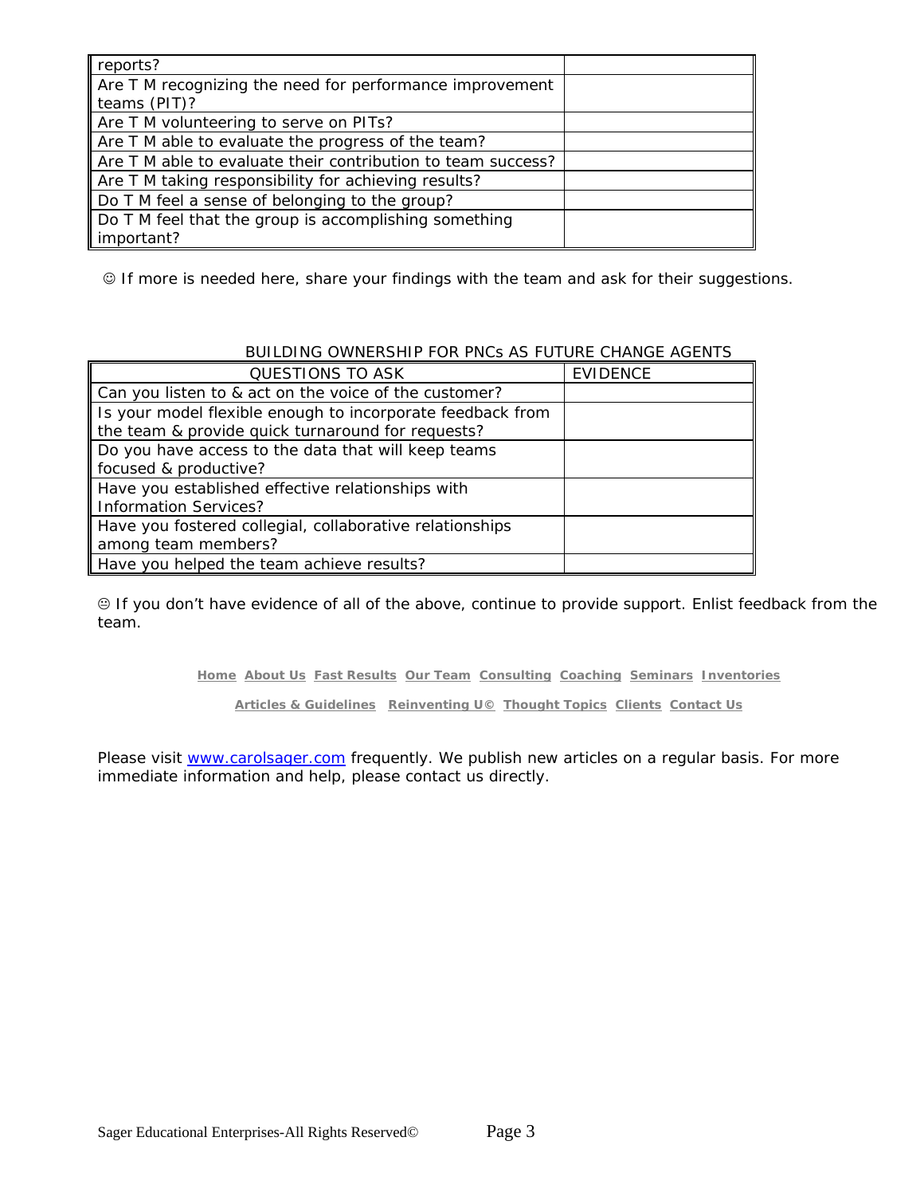| | |
|---|---|
| reports? | |
| Are T M recognizing the need for performance improvement teams (PIT)? | |
| Are T M volunteering to serve on PITs? | |
| Are T M able to evaluate the progress of the team? | |
| Are T M able to evaluate their contribution to team success? | |
| Are T M taking responsibility for achieving results? | |
| Do T M feel a sense of belonging to the group? | |
| Do T M feel that the group is accomplishing something important? | |

☺ If more is needed here, share your findings with the team and ask for their suggestions.

BUILDING OWNERSHIP FOR PNCs AS FUTURE CHANGE AGENTS

| QUESTIONS TO ASK | EVIDENCE |
|---|---|
| Can you listen to & act on the voice of the customer? | |
| Is your model flexible enough to incorporate feedback from the team & provide quick turnaround for requests? | |
| Do you have access to the data that will keep teams focused & productive? | |
| Have you established effective relationships with Information Services? | |
| Have you fostered collegial, collaborative relationships among team members? | |
| Have you helped the team achieve results? | |

☹ If you don't have evidence of all of the above, continue to provide support. Enlist feedback from the team.

Home About Us Fast Results Our Team Consulting Coaching Seminars Inventories

Articles & Guidelines Reinventing U© Thought Topics Clients Contact Us

Please visit www.carolsager.com frequently. We publish new articles on a regular basis. For more immediate information and help, please contact us directly.

Sager Educational Enterprises-All Rights Reserved©